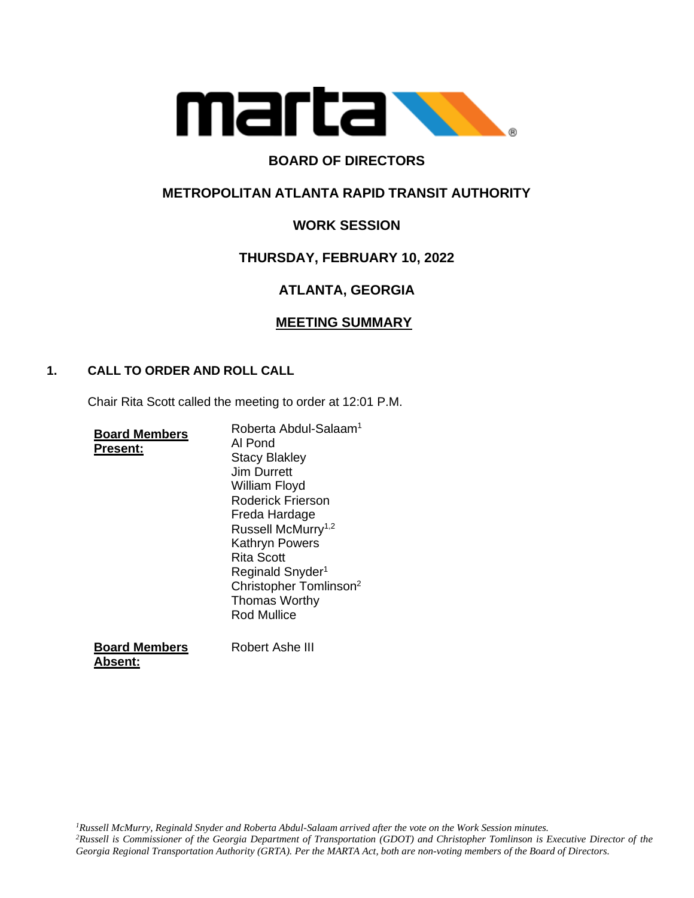# BOARD OF DIRECTORS

## METROPOLITAN ATLANTA RAPID TRANSIT AUTHORITY

## WORK SESSION

## THURSDAY, FEBRUARY 10, 2022

## ATLANTA, GEORGIA

## MEETING SUMMARY

### 1. CALL TO ORDER AND ROLL CALL

Chair Rita Scott called the meeting to order at 12:01 P.M.

**Board Members Present:**

Roberta Abdul-Salaam[1]
Al Pond
Stacy Blakley
Jim Durrett
William Floyd
Roderick Frierson
Freda Hardage
Russell McMurry[1,2]
Kathryn Powers
Rita Scott
Reginald Snyder[1]
Christopher Tomlinson[2]
Thomas Worthy
Rod Mullice

**Board Members Absent:**

Robert Ashe III

*[1]Russell McMurry, Reginald Snyder and Roberta Abdul-Salaam arrived after the vote on the Work Session minutes.*
*[2]Russell is Commissioner of the Georgia Department of Transportation (GDOT) and Christopher Tomlinson is Executive Director of the Georgia Regional Transportation Authority (GRTA). Per the MARTA Act, both are non-voting members of the Board of Directors.*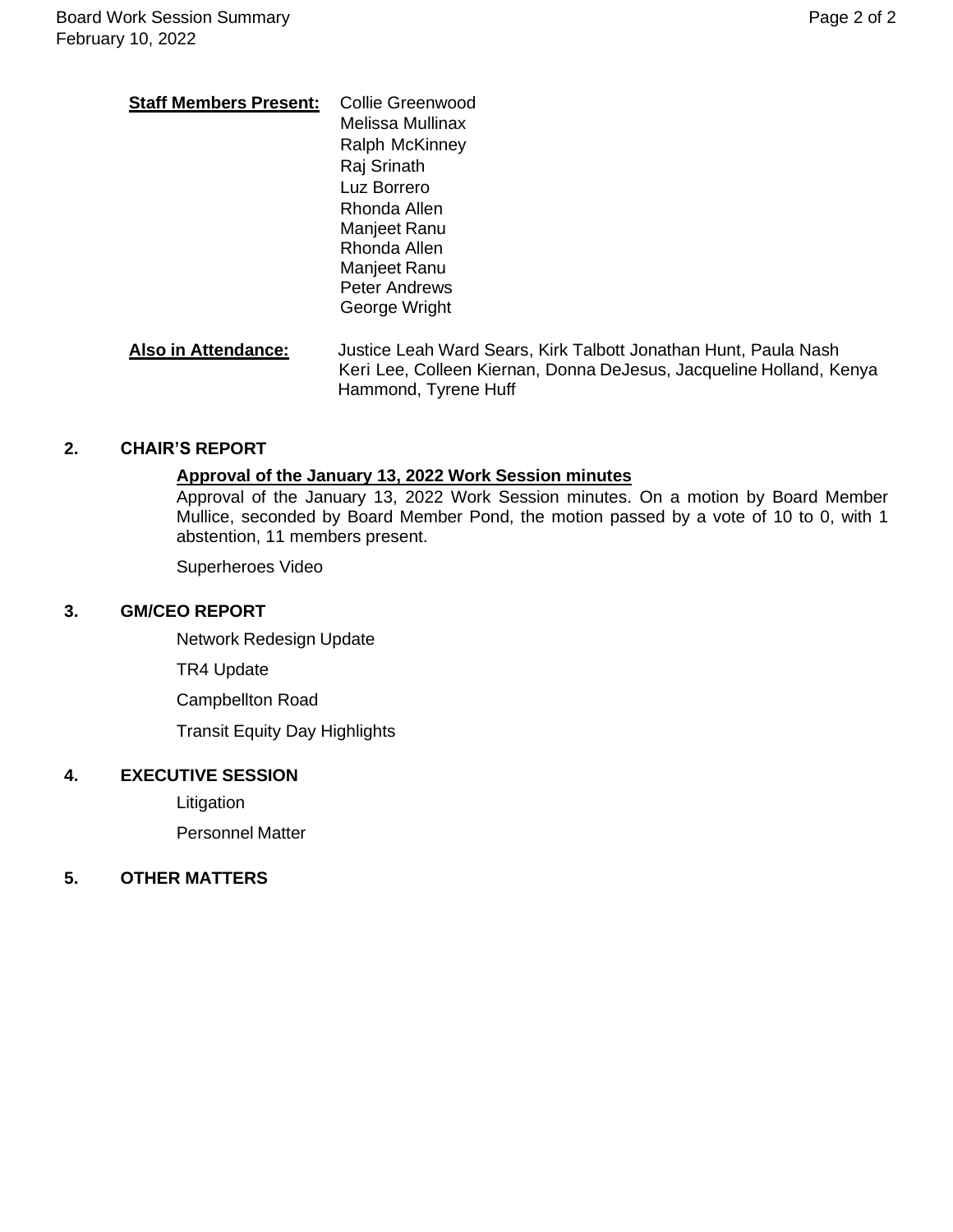**Staff Members Present:** Collie Greenwood
Melissa Mullinax
Ralph McKinney
Raj Srinath
Luz Borrero
Rhonda Allen
Manjeet Ranu
Rhonda Allen
Manjeet Ranu
Peter Andrews
George Wright

**Also in Attendance:** Justice Leah Ward Sears, Kirk Talbott Jonathan Hunt, Paula Nash Keri Lee, Colleen Kiernan, Donna DeJesus, Jacqueline Holland, Kenya Hammond, Tyrene Huff

## 2. CHAIR'S REPORT

**Approval of the January 13, 2022 Work Session minutes**

Approval of the January 13, 2022 Work Session minutes. On a motion by Board Member Mullice, seconded by Board Member Pond, the motion passed by a vote of 10 to 0, with 1 abstention, 11 members present.

Superheroes Video

## 3. GM/CEO REPORT

Network Redesign Update

TR4 Update

Campbellton Road

Transit Equity Day Highlights

## 4. EXECUTIVE SESSION

Litigation

Personnel Matter

## 5. OTHER MATTERS